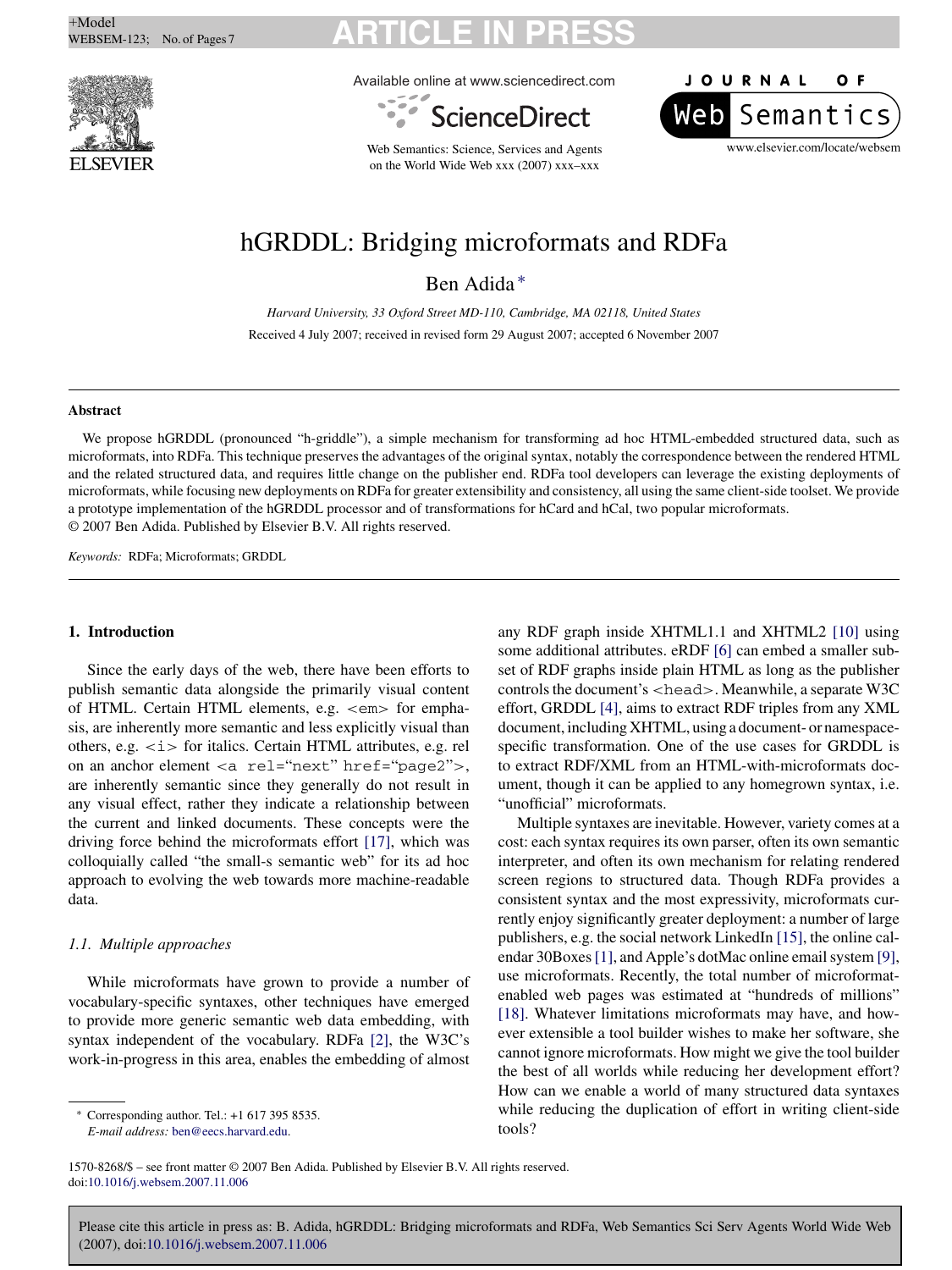# hGRDDL: Bridging microformats and RDFa

Ben Adida *

*Harvard University, 33 Oxford Street MD-110, Cambridge, MA 02118, United States*

Received 4 July 2007; received in revised form 29 August 2007; accepted 6 November 2007

## Abstract

We propose hGRDDL (pronounced "h-griddle"), a simple mechanism for transforming ad hoc HTML-embedded structured data, such as microformats, into RDFa. This technique preserves the advantages of the original syntax, notably the correspondence between the rendered HTML and the related structured data, and requires little change on the publisher end. RDFa tool developers can leverage the existing deployments of microformats, while focusing new deployments on RDFa for greater extensibility and consistency, all using the same client-side toolset. We provide a prototype implementation of the hGRDDL processor and of transformations for hCard and hCal, two popular microformats.
© 2007 Ben Adida. Published by Elsevier B.V. All rights reserved.

*Keywords:* RDFa; Microformats; GRDDL

## 1. Introduction

Since the early days of the web, there have been efforts to publish semantic data alongside the primarily visual content of HTML. Certain HTML elements, e.g. <em> for emphasis, are inherently more semantic and less explicitly visual than others, e.g. <i> for italics. Certain HTML attributes, e.g. rel on an anchor element <a rel="next" href="page2">, are inherently semantic since they generally do not result in any visual effect, rather they indicate a relationship between the current and linked documents. These concepts were the driving force behind the microformats effort [17], which was colloquially called "the small-s semantic web" for its ad hoc approach to evolving the web towards more machine-readable data.

### 1.1. Multiple approaches

While microformats have grown to provide a number of vocabulary-specific syntaxes, other techniques have emerged to provide more generic semantic web data embedding, with syntax independent of the vocabulary. RDFa [2], the W3C's work-in-progress in this area, enables the embedding of almost any RDF graph inside XHTML1.1 and XHTML2 [10] using some additional attributes. eRDF [6] can embed a smaller subset of RDF graphs inside plain HTML as long as the publisher controls the document's <head>. Meanwhile, a separate W3C effort, GRDDL [4], aims to extract RDF triples from any XML document, including XHTML, using a document- or namespace-specific transformation. One of the use cases for GRDDL is to extract RDF/XML from an HTML-with-microformats document, though it can be applied to any homegrown syntax, i.e. "unofficial" microformats.

Multiple syntaxes are inevitable. However, variety comes at a cost: each syntax requires its own parser, often its own semantic interpreter, and often its own mechanism for relating rendered screen regions to structured data. Though RDFa provides a consistent syntax and the most expressivity, microformats currently enjoy significantly greater deployment: a number of large publishers, e.g. the social network LinkedIn [15], the online calendar 30Boxes [1], and Apple's dotMac online email system [9], use microformats. Recently, the total number of microformat-enabled web pages was estimated at "hundreds of millions" [18]. Whatever limitations microformats may have, and however extensible a tool builder wishes to make her software, she cannot ignore microformats. How might we give the tool builder the best of all worlds while reducing her development effort? How can we enable a world of many structured data syntaxes while reducing the duplication of effort in writing client-side tools?

* Corresponding author. Tel.: +1 617 395 8535.
*E-mail address:* ben@eecs.harvard.edu.

1570-8268/$ – see front matter © 2007 Ben Adida. Published by Elsevier B.V. All rights reserved.
doi:10.1016/j.websem.2007.11.006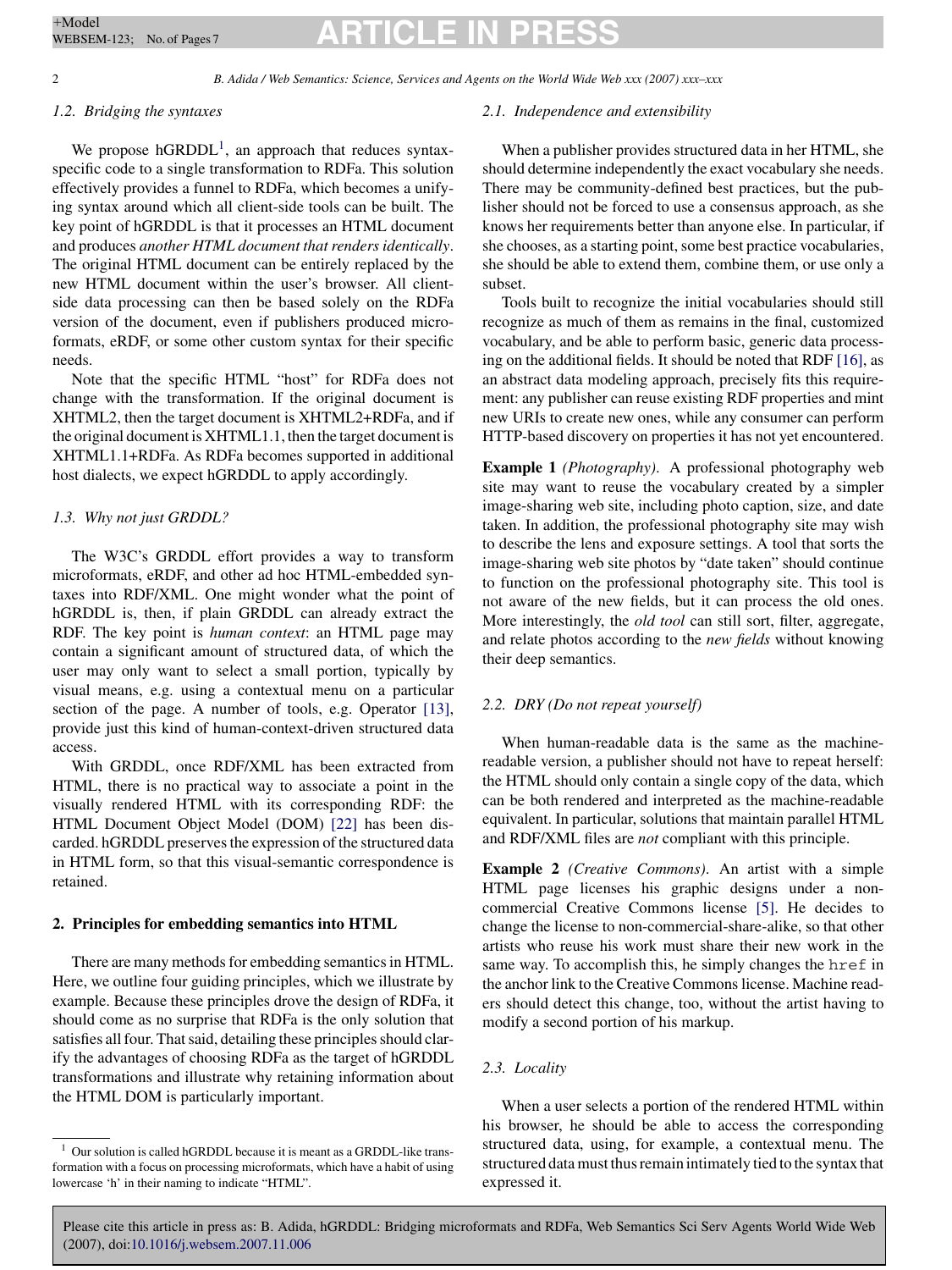### 1.2. Bridging the syntaxes

We propose hGRDDL[1], an approach that reduces syntax-specific code to a single transformation to RDFa. This solution effectively provides a funnel to RDFa, which becomes a unifying syntax around which all client-side tools can be built. The key point of hGRDDL is that it processes an HTML document and produces *another HTML document that renders identically*. The original HTML document can be entirely replaced by the new HTML document within the user's browser. All client-side data processing can then be based solely on the RDFa version of the document, even if publishers produced microformats, eRDF, or some other custom syntax for their specific needs.

Note that the specific HTML "host" for RDFa does not change with the transformation. If the original document is XHTML2, then the target document is XHTML2+RDFa, and if the original document is XHTML1.1, then the target document is XHTML1.1+RDFa. As RDFa becomes supported in additional host dialects, we expect hGRDDL to apply accordingly.

### 1.3. Why not just GRDDL?

The W3C's GRDDL effort provides a way to transform microformats, eRDF, and other ad hoc HTML-embedded syntaxes into RDF/XML. One might wonder what the point of hGRDDL is, then, if plain GRDDL can already extract the RDF. The key point is *human context*: an HTML page may contain a significant amount of structured data, of which the user may only want to select a small portion, typically by visual means, e.g. using a contextual menu on a particular section of the page. A number of tools, e.g. Operator [13], provide just this kind of human-context-driven structured data access.

With GRDDL, once RDF/XML has been extracted from HTML, there is no practical way to associate a point in the visually rendered HTML with its corresponding RDF: the HTML Document Object Model (DOM) [22] has been discarded. hGRDDL preserves the expression of the structured data in HTML form, so that this visual-semantic correspondence is retained.

## 2. Principles for embedding semantics into HTML

There are many methods for embedding semantics in HTML. Here, we outline four guiding principles, which we illustrate by example. Because these principles drove the design of RDFa, it should come as no surprise that RDFa is the only solution that satisfies all four. That said, detailing these principles should clarify the advantages of choosing RDFa as the target of hGRDDL transformations and illustrate why retaining information about the HTML DOM is particularly important.

[1] Our solution is called hGRDDL because it is meant as a GRDDL-like transformation with a focus on processing microformats, which have a habit of using lowercase 'h' in their naming to indicate "HTML".

### 2.1. Independence and extensibility

When a publisher provides structured data in her HTML, she should determine independently the exact vocabulary she needs. There may be community-defined best practices, but the publisher should not be forced to use a consensus approach, as she knows her requirements better than anyone else. In particular, if she chooses, as a starting point, some best practice vocabularies, she should be able to extend them, combine them, or use only a subset.

Tools built to recognize the initial vocabularies should still recognize as much of them as remains in the final, customized vocabulary, and be able to perform basic, generic data processing on the additional fields. It should be noted that RDF [16], as an abstract data modeling approach, precisely fits this requirement: any publisher can reuse existing RDF properties and mint new URIs to create new ones, while any consumer can perform HTTP-based discovery on properties it has not yet encountered.

**Example 1** *(Photography).* A professional photography web site may want to reuse the vocabulary created by a simpler image-sharing web site, including photo caption, size, and date taken. In addition, the professional photography site may wish to describe the lens and exposure settings. A tool that sorts the image-sharing web site photos by "date taken" should continue to function on the professional photography site. This tool is not aware of the new fields, but it can process the old ones. More interestingly, the *old tool* can still sort, filter, aggregate, and relate photos according to the *new fields* without knowing their deep semantics.

### 2.2. DRY (Do not repeat yourself)

When human-readable data is the same as the machine-readable version, a publisher should not have to repeat herself: the HTML should only contain a single copy of the data, which can be both rendered and interpreted as the machine-readable equivalent. In particular, solutions that maintain parallel HTML and RDF/XML files are *not* compliant with this principle.

**Example 2** *(Creative Commons).* An artist with a simple HTML page licenses his graphic designs under a non-commercial Creative Commons license [5]. He decides to change the license to non-commercial-share-alike, so that other artists who reuse his work must share their new work in the same way. To accomplish this, he simply changes the `href` in the anchor link to the Creative Commons license. Machine readers should detect this change, too, without the artist having to modify a second portion of his markup.

### 2.3. Locality

When a user selects a portion of the rendered HTML within his browser, he should be able to access the corresponding structured data, using, for example, a contextual menu. The structured data must thus remain intimately tied to the syntax that expressed it.

Please cite this article in press as: B. Adida, hGRDDL: Bridging microformats and RDFa, Web Semantics Sci Serv Agents World Wide Web (2007), doi:10.1016/j.websem.2007.11.006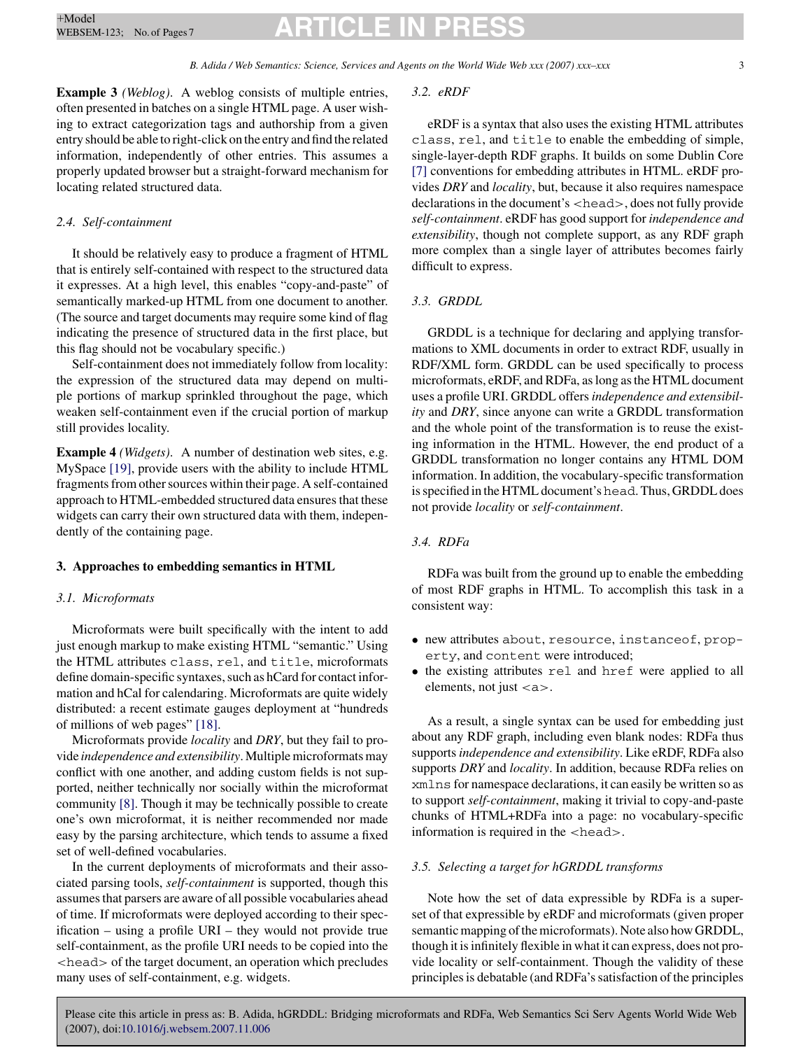**Example 3** *(Weblog)*. A weblog consists of multiple entries, often presented in batches on a single HTML page. A user wishing to extract categorization tags and authorship from a given entry should be able to right-click on the entry and find the related information, independently of other entries. This assumes a properly updated browser but a straight-forward mechanism for locating related structured data.

### 2.4. Self-containment

It should be relatively easy to produce a fragment of HTML that is entirely self-contained with respect to the structured data it expresses. At a high level, this enables "copy-and-paste" of semantically marked-up HTML from one document to another. (The source and target documents may require some kind of flag indicating the presence of structured data in the first place, but this flag should not be vocabulary specific.)

Self-containment does not immediately follow from locality: the expression of the structured data may depend on multiple portions of markup sprinkled throughout the page, which weaken self-containment even if the crucial portion of markup still provides locality.

**Example 4** *(Widgets)*. A number of destination web sites, e.g. MySpace [19], provide users with the ability to include HTML fragments from other sources within their page. A self-contained approach to HTML-embedded structured data ensures that these widgets can carry their own structured data with them, independently of the containing page.

## 3. Approaches to embedding semantics in HTML

### 3.1. Microformats

Microformats were built specifically with the intent to add just enough markup to make existing HTML "semantic." Using the HTML attributes `class`, `rel`, and `title`, microformats define domain-specific syntaxes, such as hCard for contact information and hCal for calendaring. Microformats are quite widely distributed: a recent estimate gauges deployment at "hundreds of millions of web pages" [18].

Microformats provide *locality* and *DRY*, but they fail to provide *independence and extensibility*. Multiple microformats may conflict with one another, and adding custom fields is not supported, neither technically nor socially within the microformat community [8]. Though it may be technically possible to create one's own microformat, it is neither recommended nor made easy by the parsing architecture, which tends to assume a fixed set of well-defined vocabularies.

In the current deployments of microformats and their associated parsing tools, *self-containment* is supported, though this assumes that parsers are aware of all possible vocabularies ahead of time. If microformats were deployed according to their specification – using a profile URI – they would not provide true self-containment, as the profile URI needs to be copied into the `<head>` of the target document, an operation which precludes many uses of self-containment, e.g. widgets.

### 3.2. eRDF

eRDF is a syntax that also uses the existing HTML attributes `class`, `rel`, and `title` to enable the embedding of simple, single-layer-depth RDF graphs. It builds on some Dublin Core [7] conventions for embedding attributes in HTML. eRDF provides *DRY* and *locality*, but, because it also requires namespace declarations in the document's `<head>`, does not fully provide *self-containment*. eRDF has good support for *independence and extensibility*, though not complete support, as any RDF graph more complex than a single layer of attributes becomes fairly difficult to express.

### 3.3. GRDDL

GRDDL is a technique for declaring and applying transformations to XML documents in order to extract RDF, usually in RDF/XML form. GRDDL can be used specifically to process microformats, eRDF, and RDFa, as long as the HTML document uses a profile URI. GRDDL offers *independence and extensibility* and *DRY*, since anyone can write a GRDDL transformation and the whole point of the transformation is to reuse the existing information in the HTML. However, the end product of a GRDDL transformation no longer contains any HTML DOM information. In addition, the vocabulary-specific transformation is specified in the HTML document's `head`. Thus, GRDDL does not provide *locality* or *self-containment*.

### 3.4. RDFa

RDFa was built from the ground up to enable the embedding of most RDF graphs in HTML. To accomplish this task in a consistent way:

- new attributes `about`, `resource`, `instanceof`, `property`, and `content` were introduced;
- the existing attributes `rel` and `href` were applied to all elements, not just `<a>`.

As a result, a single syntax can be used for embedding just about any RDF graph, including even blank nodes: RDFa thus supports *independence and extensibility*. Like eRDF, RDFa also supports *DRY* and *locality*. In addition, because RDFa relies on `xmlns` for namespace declarations, it can easily be written so as to support *self-containment*, making it trivial to copy-and-paste chunks of HTML+RDFa into a page: no vocabulary-specific information is required in the `<head>`.

### 3.5. Selecting a target for hGRDDL transforms

Note how the set of data expressible by RDFa is a superset of that expressible by eRDF and microformats (given proper semantic mapping of the microformats). Note also how GRDDL, though it is infinitely flexible in what it can express, does not provide locality or self-containment. Though the validity of these principles is debatable (and RDFa's satisfaction of the principles

Please cite this article in press as: B. Adida, hGRDDL: Bridging microformats and RDFa, Web Semantics Sci Serv Agents World Wide Web (2007), doi:10.1016/j.websem.2007.11.006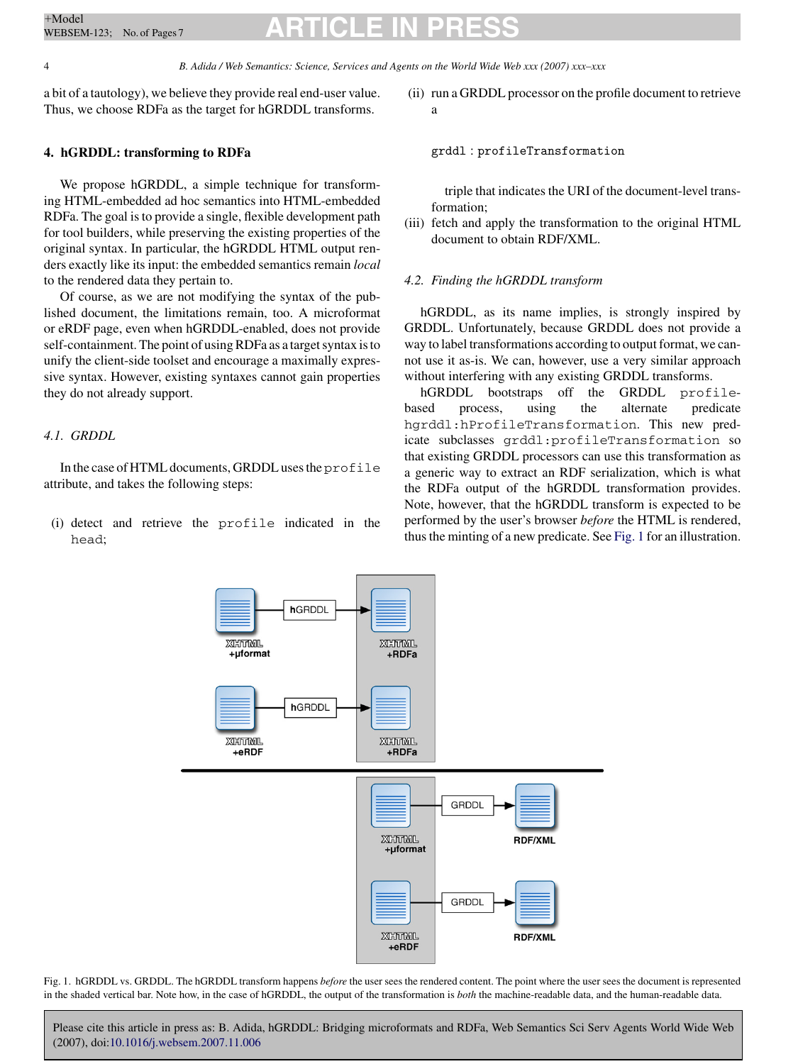a bit of a tautology), we believe they provide real end-user value. Thus, we choose RDFa as the target for hGRDDL transforms.

## 4. hGRDDL: transforming to RDFa

We propose hGRDDL, a simple technique for transforming HTML-embedded ad hoc semantics into HTML-embedded RDFa. The goal is to provide a single, flexible development path for tool builders, while preserving the existing properties of the original syntax. In particular, the hGRDDL HTML output renders exactly like its input: the embedded semantics remain *local* to the rendered data they pertain to.

Of course, as we are not modifying the syntax of the published document, the limitations remain, too. A microformat or eRDF page, even when hGRDDL-enabled, does not provide self-containment. The point of using RDFa as a target syntax is to unify the client-side toolset and encourage a maximally expressive syntax. However, existing syntaxes cannot gain properties they do not already support.

### 4.1. GRDDL

In the case of HTML documents, GRDDL uses the `profile` attribute, and takes the following steps:

(i) detect and retrieve the `profile` indicated in the `head`;

(ii) run a GRDDL processor on the profile document to retrieve a

`grddl:profileTransformation`

triple that indicates the URI of the document-level transformation;

(iii) fetch and apply the transformation to the original HTML document to obtain RDF/XML.

### 4.2. Finding the hGRDDL transform

hGRDDL, as its name implies, is strongly inspired by GRDDL. Unfortunately, because GRDDL does not provide a way to label transformations according to output format, we cannot use it as-is. We can, however, use a very similar approach without interfering with any existing GRDDL transforms.

hGRDDL bootstraps off the GRDDL `profile`-based process, using the alternate predicate `hgrddl:hProfileTransformation`. This new predicate subclasses `grddl:profileTransformation` so that existing GRDDL processors can use this transformation as a generic way to extract an RDF serialization, which is what the RDFa output of the hGRDDL transformation provides. Note, however, that the hGRDDL transform is expected to be performed by the user's browser *before* the HTML is rendered, thus the minting of a new predicate. See Fig. 1 for an illustration.

Fig. 1. hGRDDL vs. GRDDL. The hGRDDL transform happens *before* the user sees the rendered content. The point where the user sees the document is represented in the shaded vertical bar. Note how, in the case of hGRDDL, the output of the transformation is *both* the machine-readable data, and the human-readable data.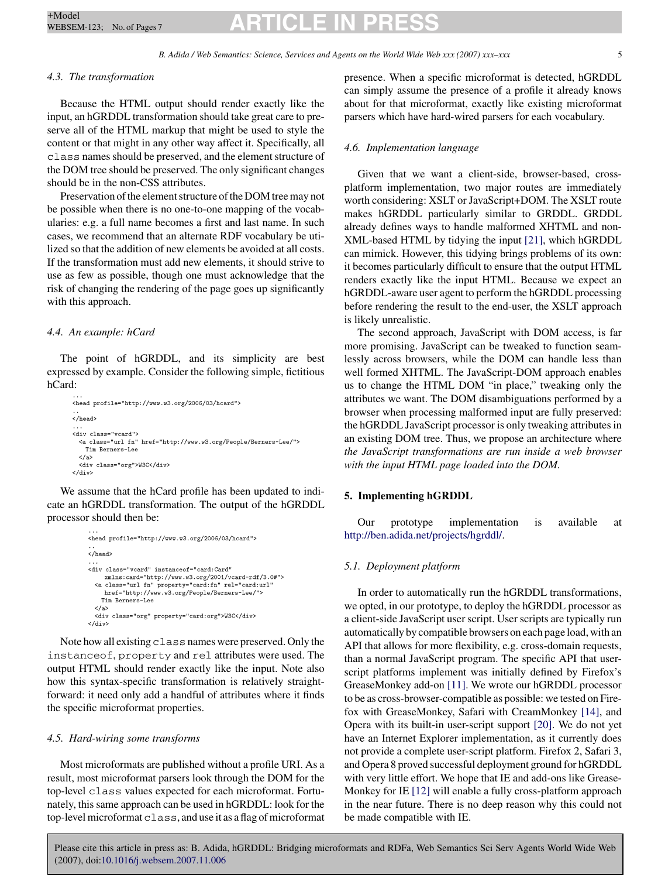### 4.3. The transformation

Because the HTML output should render exactly like the input, an hGRDDL transformation should take great care to preserve all of the HTML markup that might be used to style the content or that might in any other way affect it. Specifically, all `class` names should be preserved, and the element structure of the DOM tree should be preserved. The only significant changes should be in the non-CSS attributes.

Preservation of the element structure of the DOM tree may not be possible when there is no one-to-one mapping of the vocabularies: e.g. a full name becomes a first and last name. In such cases, we recommend that an alternate RDF vocabulary be utilized so that the addition of new elements be avoided at all costs. If the transformation must add new elements, it should strive to use as few as possible, though one must acknowledge that the risk of changing the rendering of the page goes up significantly with this approach.

### 4.4. An example: hCard

The point of hGRDDL, and its simplicity are best expressed by example. Consider the following simple, fictitious hCard:

```
...
<head profile="http://www.w3.org/2006/03/hcard">
..
</head>
...
<div class="vcard">
  <a class="url fn" href="http://www.w3.org/People/Berners-Lee/">
    Tim Berners-Lee
  </a>
  <div class="org">W3C</div>
</div>
```

We assume that the hCard profile has been updated to indicate an hGRDDL transformation. The output of the hGRDDL processor should then be:

```
...
<head profile="http://www.w3.org/2006/03/hcard">
..
</head>
...
<div class="vcard" instanceof="card:Card"
     xmlns:card="http://www.w3.org/2001/vcard-rdf/3.0#">
  <a class="url fn" property="card:fn" rel="card:url"
     href="http://www.w3.org/People/Berners-Lee/">
   Tim Berners-Lee
  </a>
  <div class="org" property="card:org">W3C</div>
</div>
```

Note how all existing `class` names were preserved. Only the `instanceof`, `property` and `rel` attributes were used. The output HTML should render exactly like the input. Note also how this syntax-specific transformation is relatively straightforward: it need only add a handful of attributes where it finds the specific microformat properties.

### 4.5. Hard-wiring some transforms

Most microformats are published without a profile URI. As a result, most microformat parsers look through the DOM for the top-level `class` values expected for each microformat. Fortunately, this same approach can be used in hGRDDL: look for the top-level microformat `class`, and use it as a flag of microformat presence. When a specific microformat is detected, hGRDDL can simply assume the presence of a profile it already knows about for that microformat, exactly like existing microformat parsers which have hard-wired parsers for each vocabulary.

### 4.6. Implementation language

Given that we want a client-side, browser-based, cross-platform implementation, two major routes are immediately worth considering: XSLT or JavaScript+DOM. The XSLT route makes hGRDDL particularly similar to GRDDL. GRDDL already defines ways to handle malformed XHTML and non-XML-based HTML by tidying the input [21], which hGRDDL can mimick. However, this tidying brings problems of its own: it becomes particularly difficult to ensure that the output HTML renders exactly like the input HTML. Because we expect an hGRDDL-aware user agent to perform the hGRDDL processing before rendering the result to the end-user, the XSLT approach is likely unrealistic.

The second approach, JavaScript with DOM access, is far more promising. JavaScript can be tweaked to function seamlessly across browsers, while the DOM can handle less than well formed XHTML. The JavaScript-DOM approach enables us to change the HTML DOM "in place," tweaking only the attributes we want. The DOM disambiguations performed by a browser when processing malformed input are fully preserved: the hGRDDL JavaScript processor is only tweaking attributes in an existing DOM tree. Thus, we propose an architecture where *the JavaScript transformations are run inside a web browser with the input HTML page loaded into the DOM.*

## 5. Implementing hGRDDL

Our prototype implementation is available at http://ben.adida.net/projects/hgrddl/.

### 5.1. Deployment platform

In order to automatically run the hGRDDL transformations, we opted, in our prototype, to deploy the hGRDDL processor as a client-side JavaScript user script. User scripts are typically run automatically by compatible browsers on each page load, with an API that allows for more flexibility, e.g. cross-domain requests, than a normal JavaScript program. The specific API that user-script platforms implement was initially defined by Firefox's GreaseMonkey add-on [11]. We wrote our hGRDDL processor to be as cross-browser-compatible as possible: we tested on Firefox with GreaseMonkey, Safari with CreamMonkey [14], and Opera with its built-in user-script support [20]. We do not yet have an Internet Explorer implementation, as it currently does not provide a complete user-script platform. Firefox 2, Safari 3, and Opera 8 proved successful deployment ground for hGRDDL with very little effort. We hope that IE and add-ons like GreaseMonkey for IE [12] will enable a fully cross-platform approach in the near future. There is no deep reason why this could not be made compatible with IE.

Please cite this article in press as: B. Adida, hGRDDL: Bridging microformats and RDFa, Web Semantics Sci Serv Agents World Wide Web (2007), doi:10.1016/j.websem.2007.11.006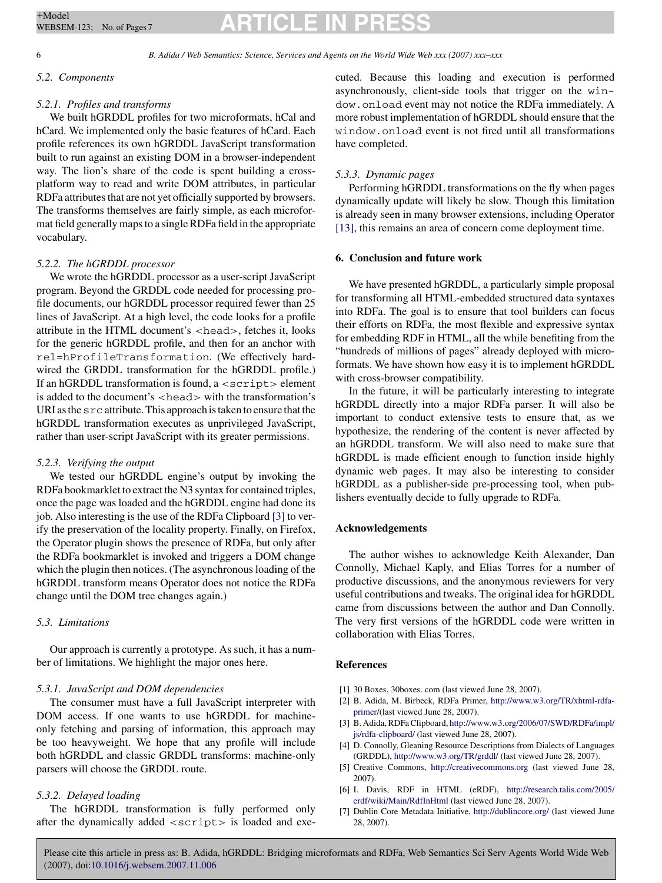### 5.2. Components

#### 5.2.1. Profiles and transforms

We built hGRDDL profiles for two microformats, hCal and hCard. We implemented only the basic features of hCard. Each profile references its own hGRDDL JavaScript transformation built to run against an existing DOM in a browser-independent way. The lion's share of the code is spent building a cross-platform way to read and write DOM attributes, in particular RDFa attributes that are not yet officially supported by browsers. The transforms themselves are fairly simple, as each microformat field generally maps to a single RDFa field in the appropriate vocabulary.

#### 5.2.2. The hGRDDL processor

We wrote the hGRDDL processor as a user-script JavaScript program. Beyond the GRDDL code needed for processing profile documents, our hGRDDL processor required fewer than 25 lines of JavaScript. At a high level, the code looks for a profile attribute in the HTML document's `<head>`, fetches it, looks for the generic hGRDDL profile, and then for an anchor with `rel=hProfileTransformation`. (We effectively hardwired the GRDDL transformation for the hGRDDL profile.) If an hGRDDL transformation is found, a `<script>` element is added to the document's `<head>` with the transformation's URI as the `src` attribute. This approach is taken to ensure that the hGRDDL transformation executes as unprivileged JavaScript, rather than user-script JavaScript with its greater permissions.

#### 5.2.3. Verifying the output

We tested our hGRDDL engine's output by invoking the RDFa bookmarklet to extract the N3 syntax for contained triples, once the page was loaded and the hGRDDL engine had done its job. Also interesting is the use of the RDFa Clipboard [3] to verify the preservation of the locality property. Finally, on Firefox, the Operator plugin shows the presence of RDFa, but only after the RDFa bookmarklet is invoked and triggers a DOM change which the plugin then notices. (The asynchronous loading of the hGRDDL transform means Operator does not notice the RDFa change until the DOM tree changes again.)

### 5.3. Limitations

Our approach is currently a prototype. As such, it has a number of limitations. We highlight the major ones here.

#### 5.3.1. JavaScript and DOM dependencies

The consumer must have a full JavaScript interpreter with DOM access. If one wants to use hGRDDL for machine-only fetching and parsing of information, this approach may be too heavyweight. We hope that any profile will include both hGRDDL and classic GRDDL transforms: machine-only parsers will choose the GRDDL route.

#### 5.3.2. Delayed loading

The hGRDDL transformation is fully performed only after the dynamically added `<script>` is loaded and executed. Because this loading and execution is performed asynchronously, client-side tools that trigger on the `window.onload` event may not notice the RDFa immediately. A more robust implementation of hGRDDL should ensure that the `window.onload` event is not fired until all transformations have completed.

#### 5.3.3. Dynamic pages

Performing hGRDDL transformations on the fly when pages dynamically update will likely be slow. Though this limitation is already seen in many browser extensions, including Operator [13], this remains an area of concern come deployment time.

## 6. Conclusion and future work

We have presented hGRDDL, a particularly simple proposal for transforming all HTML-embedded structured data syntaxes into RDFa. The goal is to ensure that tool builders can focus their efforts on RDFa, the most flexible and expressive syntax for embedding RDF in HTML, all the while benefiting from the "hundreds of millions of pages" already deployed with microformats. We have shown how easy it is to implement hGRDDL with cross-browser compatibility.

In the future, it will be particularly interesting to integrate hGRDDL directly into a major RDFa parser. It will also be important to conduct extensive tests to ensure that, as we hypothesize, the rendering of the content is never affected by an hGRDDL transform. We will also need to make sure that hGRDDL is made efficient enough to function inside highly dynamic web pages. It may also be interesting to consider hGRDDL as a publisher-side pre-processing tool, when publishers eventually decide to fully upgrade to RDFa.

## Acknowledgements

The author wishes to acknowledge Keith Alexander, Dan Connolly, Michael Kaply, and Elias Torres for a number of productive discussions, and the anonymous reviewers for very useful contributions and tweaks. The original idea for hGRDDL came from discussions between the author and Dan Connolly. The very first versions of the hGRDDL code were written in collaboration with Elias Torres.

## References

[1] 30 Boxes, 30boxes. com (last viewed June 28, 2007).

[2] B. Adida, M. Birbeck, RDFa Primer, http://www.w3.org/TR/xhtml-rdfa-primer/(last viewed June 28, 2007).

[3] B. Adida, RDFa Clipboard, http://www.w3.org/2006/07/SWD/RDFa/impl/js/rdfa-clipboard/ (last viewed June 28, 2007).

[4] D. Connolly, Gleaning Resource Descriptions from Dialects of Languages (GRDDL), http://www.w3.org/TR/grddl/ (last viewed June 28, 2007).

[5] Creative Commons, http://creativecommons.org (last viewed June 28, 2007).

[6] I. Davis, RDF in HTML (eRDF), http://research.talis.com/2005/erdf/wiki/Main/RdfInHtml (last viewed June 28, 2007).

[7] Dublin Core Metadata Initiative, http://dublincore.org/ (last viewed June 28, 2007).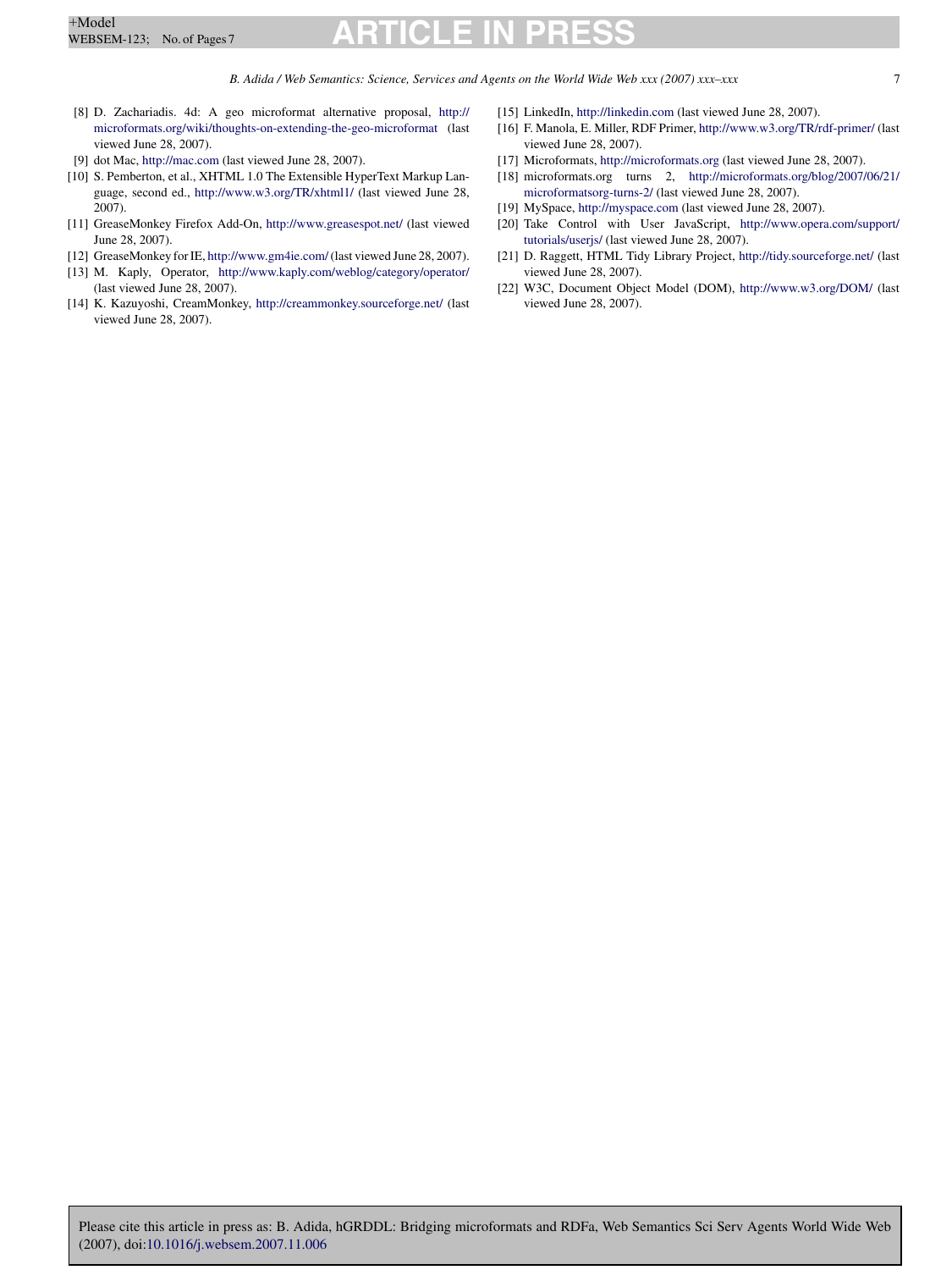[8] D. Zachariadis. 4d: A geo microformat alternative proposal, http://microformats.org/wiki/thoughts-on-extending-the-geo-microformat (last viewed June 28, 2007).

[9] dot Mac, http://mac.com (last viewed June 28, 2007).

[10] S. Pemberton, et al., XHTML 1.0 The Extensible HyperText Markup Language, second ed., http://www.w3.org/TR/xhtml1/ (last viewed June 28, 2007).

[11] GreaseMonkey Firefox Add-On, http://www.greasespot.net/ (last viewed June 28, 2007).

[12] GreaseMonkey for IE, http://www.gm4ie.com/ (last viewed June 28, 2007).

[13] M. Kaply, Operator, http://www.kaply.com/weblog/category/operator/ (last viewed June 28, 2007).

[14] K. Kazuyoshi, CreamMonkey, http://creammonkey.sourceforge.net/ (last viewed June 28, 2007).

[15] LinkedIn, http://linkedin.com (last viewed June 28, 2007).

[16] F. Manola, E. Miller, RDF Primer, http://www.w3.org/TR/rdf-primer/ (last viewed June 28, 2007).

[17] Microformats, http://microformats.org (last viewed June 28, 2007).

[18] microformats.org turns 2, http://microformats.org/blog/2007/06/21/microformatsorg-turns-2/ (last viewed June 28, 2007).

[19] MySpace, http://myspace.com (last viewed June 28, 2007).

[20] Take Control with User JavaScript, http://www.opera.com/support/tutorials/userjs/ (last viewed June 28, 2007).

[21] D. Raggett, HTML Tidy Library Project, http://tidy.sourceforge.net/ (last viewed June 28, 2007).

[22] W3C, Document Object Model (DOM), http://www.w3.org/DOM/ (last viewed June 28, 2007).

Please cite this article in press as: B. Adida, hGRDDL: Bridging microformats and RDFa, Web Semantics Sci Serv Agents World Wide Web (2007), doi:10.1016/j.websem.2007.11.006